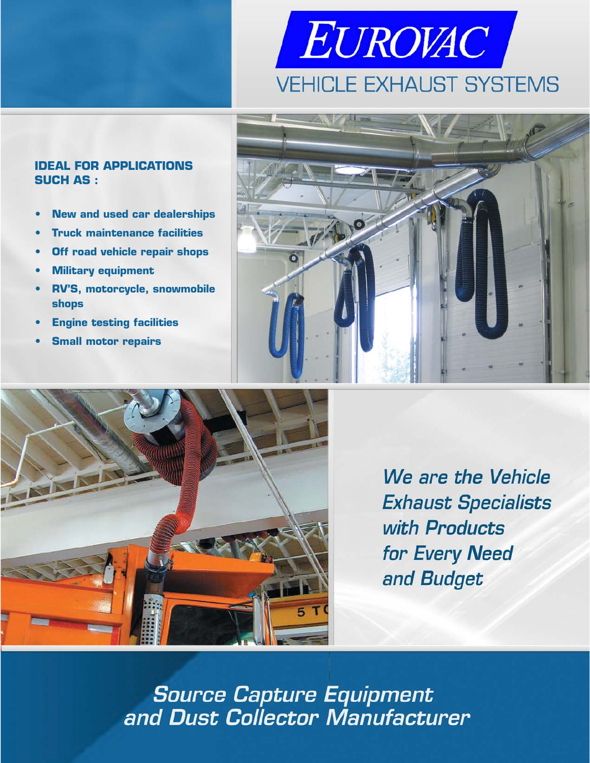# EUROVAC

## VEHICLE EXHAUST SYSTEMS

**IDEAL FOR APPLICATIONS SUCH AS :**

- **New and used car dealerships**
- **Truck maintenance facilities**
- **Off road vehicle repair shops**
- **Military equipment**
- **RV'S, motorcycle, snowmobile shops**
- **Engine testing facilities**
- **Small motor repairs**

***We are the Vehicle Exhaust Specialists with Products for Every Need and Budget***

***Source Capture Equipment and Dust Collector Manufacturer***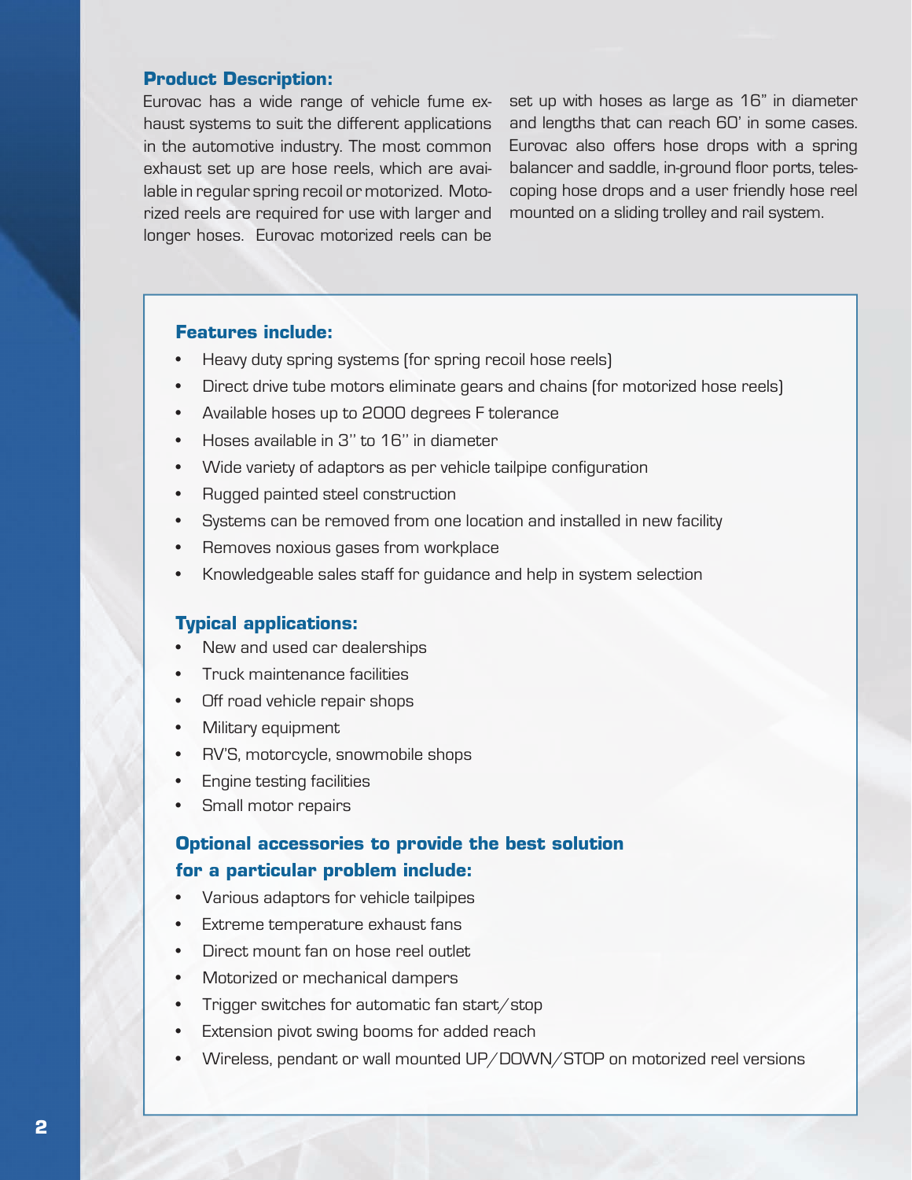## Product Description:

Eurovac has a wide range of vehicle fume exhaust systems to suit the different applications in the automotive industry. The most common exhaust set up are hose reels, which are available in regular spring recoil or motorized. Motorized reels are required for use with larger and longer hoses. Eurovac motorized reels can be set up with hoses as large as 16" in diameter and lengths that can reach 60' in some cases. Eurovac also offers hose drops with a spring balancer and saddle, in-ground floor ports, telescoping hose drops and a user friendly hose reel mounted on a sliding trolley and rail system.

### Features include:

- Heavy duty spring systems (for spring recoil hose reels)
- Direct drive tube motors eliminate gears and chains (for motorized hose reels)
- Available hoses up to 2000 degrees F tolerance
- Hoses available in 3'' to 16'' in diameter
- Wide variety of adaptors as per vehicle tailpipe configuration
- Rugged painted steel construction
- Systems can be removed from one location and installed in new facility
- Removes noxious gases from workplace
- Knowledgeable sales staff for guidance and help in system selection

### Typical applications:

- New and used car dealerships
- Truck maintenance facilities
- Off road vehicle repair shops
- Military equipment
- RV'S, motorcycle, snowmobile shops
- Engine testing facilities
- Small motor repairs

### Optional accessories to provide the best solution for a particular problem include:

- Various adaptors for vehicle tailpipes
- Extreme temperature exhaust fans
- Direct mount fan on hose reel outlet
- Motorized or mechanical dampers
- Trigger switches for automatic fan start/stop
- Extension pivot swing booms for added reach
- Wireless, pendant or wall mounted UP/DOWN/STOP on motorized reel versions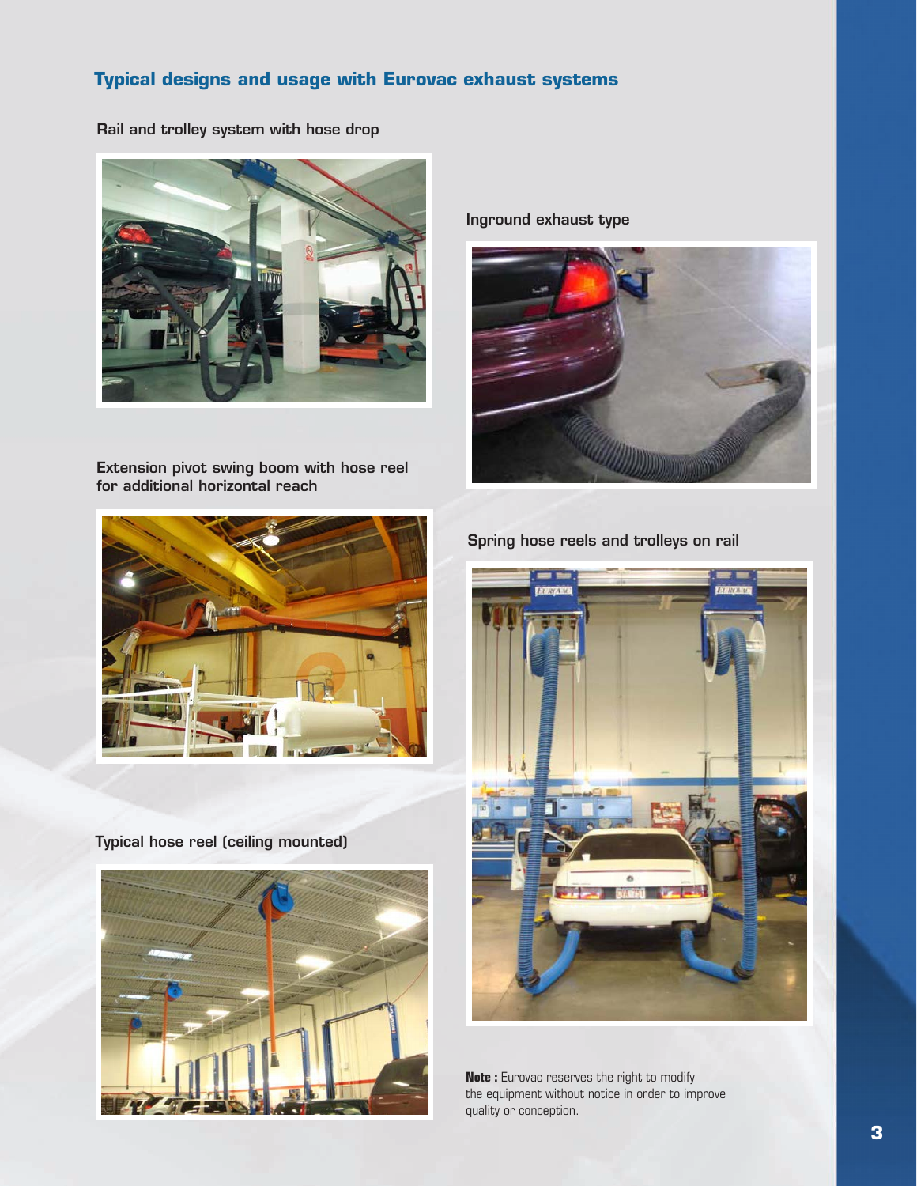## Typical designs and usage with Eurovac exhaust systems

Rail and trolley system with hose drop

Inground exhaust type

Extension pivot swing boom with hose reel for additional horizontal reach

Spring hose reels and trolleys on rail

Typical hose reel (ceiling mounted)

**Note :** Eurovac reserves the right to modify the equipment without notice in order to improve quality or conception.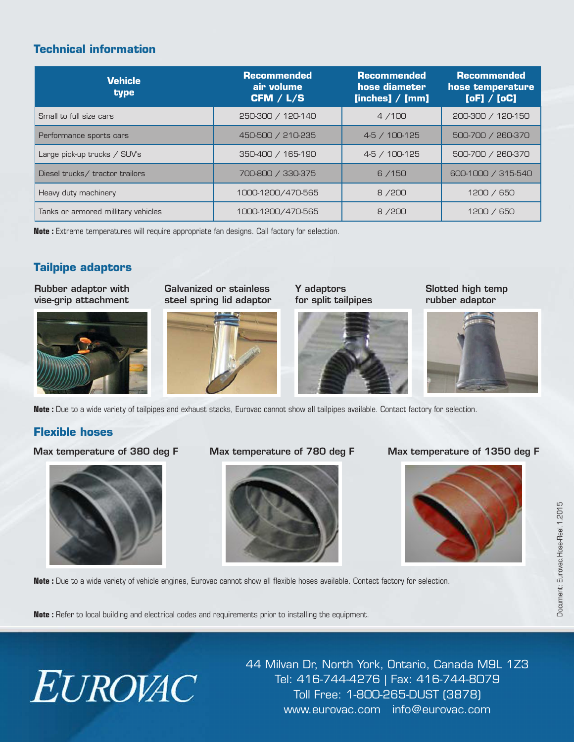## Technical information

| Vehicle type | Recommended air volume CFM / L/S | Recommended hose diameter [inches] / [mm] | Recommended hose temperature [oF] / [oC] |
|---|---|---|---|
| Small to full size cars | 250-300 / 120-140 | 4 /100 | 200-300 / 120-150 |
| Performance sports cars | 450-500 / 210-235 | 4-5 / 100-125 | 500-700 / 260-370 |
| Large pick-up trucks / SUV's | 350-400 / 165-190 | 4-5 / 100-125 | 500-700 / 260-370 |
| Diesel trucks/ tractor trailors | 700-800 / 330-375 | 6 /150 | 600-1000 / 315-540 |
| Heavy duty machinery | 1000-1200/470-565 | 8 /200 | 1200 / 650 |
| Tanks or armored millitary vehicles | 1000-1200/470-565 | 8 /200 | 1200 / 650 |

**Note :** Extreme temperatures will require appropriate fan designs. Call factory for selection.

## Tailpipe adaptors

**Rubber adaptor with vise-grip attachment**

**Galvanized or stainless steel spring lid adaptor**

**Y adaptors for split tailpipes**

**Slotted high temp rubber adaptor**

**Note :** Due to a wide variety of tailpipes and exhaust stacks, Eurovac cannot show all tailpipes available. Contact factory for selection.

## Flexible hoses

**Max temperature of 380 deg F**

**Max temperature of 780 deg F**

**Max temperature of 1350 deg F**

**Note :** Due to a wide variety of vehicle engines, Eurovac cannot show all flexible hoses available. Contact factory for selection.

**Note :** Refer to local building and electrical codes and requirements prior to installing the equipment.

Document: Eurovac.Hose-Reel.1.2015

EUROVAC

44 Milvan Dr, North York, Ontario, Canada M9L 1Z3
Tel: 416-744-4276 | Fax: 416-744-8079
Toll Free: 1-800-265-DUST (3878)
www.eurovac.com info@eurovac.com